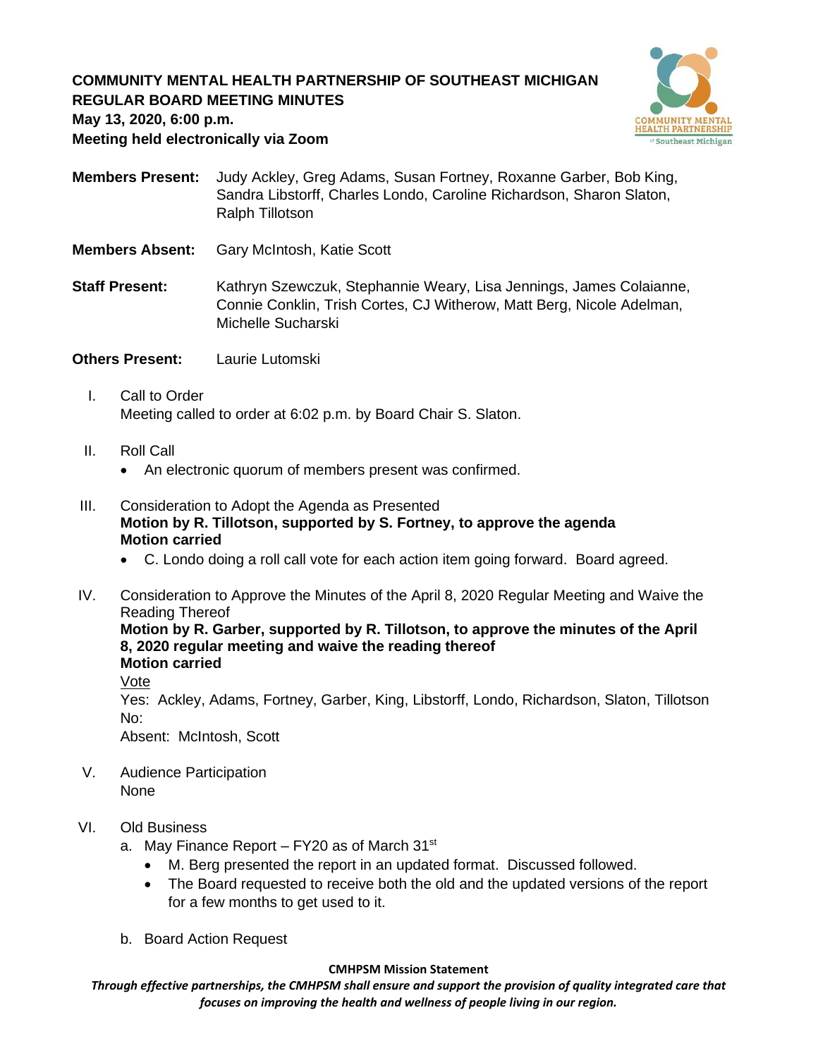**COMMUNITY MENTAL HEALTH PARTNERSHIP OF SOUTHEAST MICHIGAN**
**REGULAR BOARD MEETING MINUTES**
**May 13, 2020, 6:00 p.m.**
**Meeting held electronically via Zoom**

**Members Present:** Judy Ackley, Greg Adams, Susan Fortney, Roxanne Garber, Bob King, Sandra Libstorff, Charles Londo, Caroline Richardson, Sharon Slaton, Ralph Tillotson

**Members Absent:** Gary McIntosh, Katie Scott

**Staff Present:** Kathryn Szewczuk, Stephannie Weary, Lisa Jennings, James Colaianne, Connie Conklin, Trish Cortes, CJ Witherow, Matt Berg, Nicole Adelman, Michelle Sucharski

**Others Present:** Laurie Lutomski

I. Call to Order
Meeting called to order at 6:02 p.m. by Board Chair S. Slaton.

II. Roll Call
- An electronic quorum of members present was confirmed.

III. Consideration to Adopt the Agenda as Presented
**Motion by R. Tillotson, supported by S. Fortney, to approve the agenda**
**Motion carried**
- C. Londo doing a roll call vote for each action item going forward. Board agreed.

IV. Consideration to Approve the Minutes of the April 8, 2020 Regular Meeting and Waive the Reading Thereof
**Motion by R. Garber, supported by R. Tillotson, to approve the minutes of the April 8, 2020 regular meeting and waive the reading thereof**
**Motion carried**
<u>Vote</u>
Yes: Ackley, Adams, Fortney, Garber, King, Libstorff, Londo, Richardson, Slaton, Tillotson
No:
Absent: McIntosh, Scott

V. Audience Participation
None

VI. Old Business
a. May Finance Report – FY20 as of March 31st
   - M. Berg presented the report in an updated format. Discussed followed.
   - The Board requested to receive both the old and the updated versions of the report for a few months to get used to it.

b. Board Action Request

**CMHPSM Mission Statement**
***Through effective partnerships, the CMHPSM shall ensure and support the provision of quality integrated care that focuses on improving the health and wellness of people living in our region.***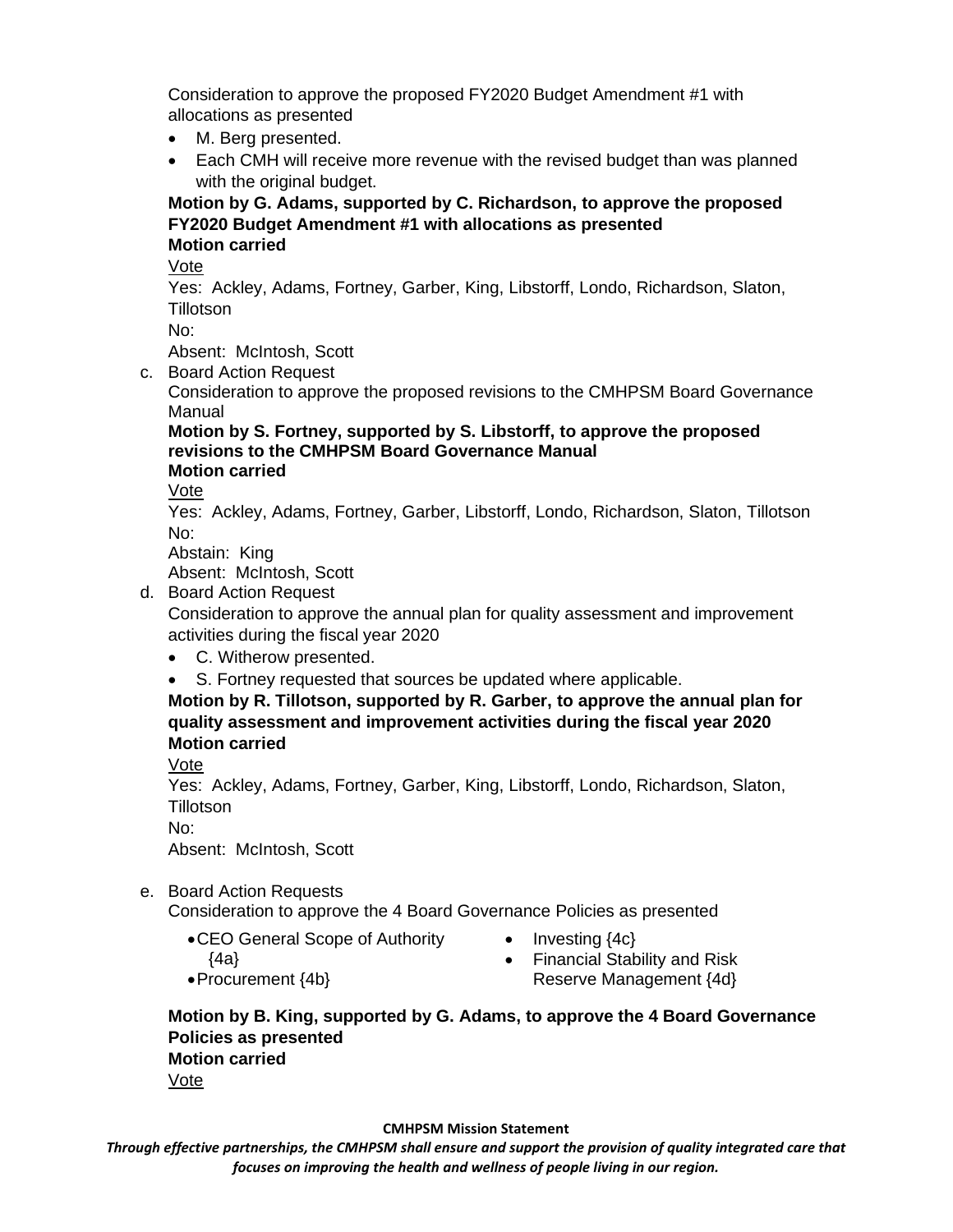Consideration to approve the proposed FY2020 Budget Amendment #1 with allocations as presented

- M. Berg presented.
- Each CMH will receive more revenue with the revised budget than was planned with the original budget.

**Motion by G. Adams, supported by C. Richardson, to approve the proposed FY2020 Budget Amendment #1 with allocations as presented**
**Motion carried**

Vote
Yes: Ackley, Adams, Fortney, Garber, King, Libstorff, Londo, Richardson, Slaton, Tillotson
No:
Absent: McIntosh, Scott

c. Board Action Request
Consideration to approve the proposed revisions to the CMHPSM Board Governance Manual

**Motion by S. Fortney, supported by S. Libstorff, to approve the proposed revisions to the CMHPSM Board Governance Manual**
**Motion carried**

Vote
Yes: Ackley, Adams, Fortney, Garber, Libstorff, Londo, Richardson, Slaton, Tillotson
No:
Abstain: King
Absent: McIntosh, Scott

d. Board Action Request
Consideration to approve the annual plan for quality assessment and improvement activities during the fiscal year 2020

- C. Witherow presented.
- S. Fortney requested that sources be updated where applicable.

**Motion by R. Tillotson, supported by R. Garber, to approve the annual plan for quality assessment and improvement activities during the fiscal year 2020**
**Motion carried**

Vote
Yes: Ackley, Adams, Fortney, Garber, King, Libstorff, Londo, Richardson, Slaton, Tillotson
No:
Absent: McIntosh, Scott

e. Board Action Requests
Consideration to approve the 4 Board Governance Policies as presented

- CEO General Scope of Authority {4a}
- Procurement {4b}
- Investing {4c}
- Financial Stability and Risk Reserve Management {4d}

**Motion by B. King, supported by G. Adams, to approve the 4 Board Governance Policies as presented**
**Motion carried**

Vote

**CMHPSM Mission Statement**

***Through effective partnerships, the CMHPSM shall ensure and support the provision of quality integrated care that focuses on improving the health and wellness of people living in our region.***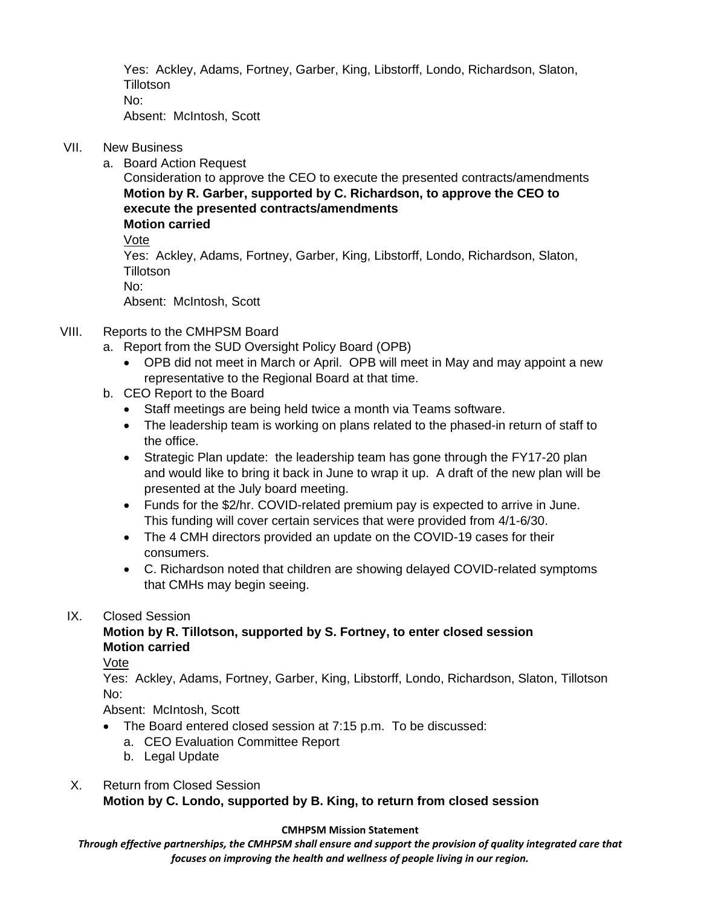Yes: Ackley, Adams, Fortney, Garber, King, Libstorff, Londo, Richardson, Slaton, Tillotson
No:
Absent: McIntosh, Scott

VII. New Business

a. Board Action Request
Consideration to approve the CEO to execute the presented contracts/amendments
**Motion by R. Garber, supported by C. Richardson, to approve the CEO to execute the presented contracts/amendments**
**Motion carried**
Vote
Yes: Ackley, Adams, Fortney, Garber, King, Libstorff, Londo, Richardson, Slaton, Tillotson
No:
Absent: McIntosh, Scott

VIII. Reports to the CMHPSM Board

a. Report from the SUD Oversight Policy Board (OPB)
- OPB did not meet in March or April. OPB will meet in May and may appoint a new representative to the Regional Board at that time.

b. CEO Report to the Board
- Staff meetings are being held twice a month via Teams software.
- The leadership team is working on plans related to the phased-in return of staff to the office.
- Strategic Plan update: the leadership team has gone through the FY17-20 plan and would like to bring it back in June to wrap it up. A draft of the new plan will be presented at the July board meeting.
- Funds for the $2/hr. COVID-related premium pay is expected to arrive in June. This funding will cover certain services that were provided from 4/1-6/30.
- The 4 CMH directors provided an update on the COVID-19 cases for their consumers.
- C. Richardson noted that children are showing delayed COVID-related symptoms that CMHs may begin seeing.

IX. Closed Session
**Motion by R. Tillotson, supported by S. Fortney, to enter closed session**
**Motion carried**
Vote
Yes: Ackley, Adams, Fortney, Garber, King, Libstorff, Londo, Richardson, Slaton, Tillotson
No:
Absent: McIntosh, Scott

- The Board entered closed session at 7:15 p.m. To be discussed:
  a. CEO Evaluation Committee Report
  b. Legal Update

X. Return from Closed Session
**Motion by C. Londo, supported by B. King, to return from closed session**

**CMHPSM Mission Statement**
***Through effective partnerships, the CMHPSM shall ensure and support the provision of quality integrated care that focuses on improving the health and wellness of people living in our region.***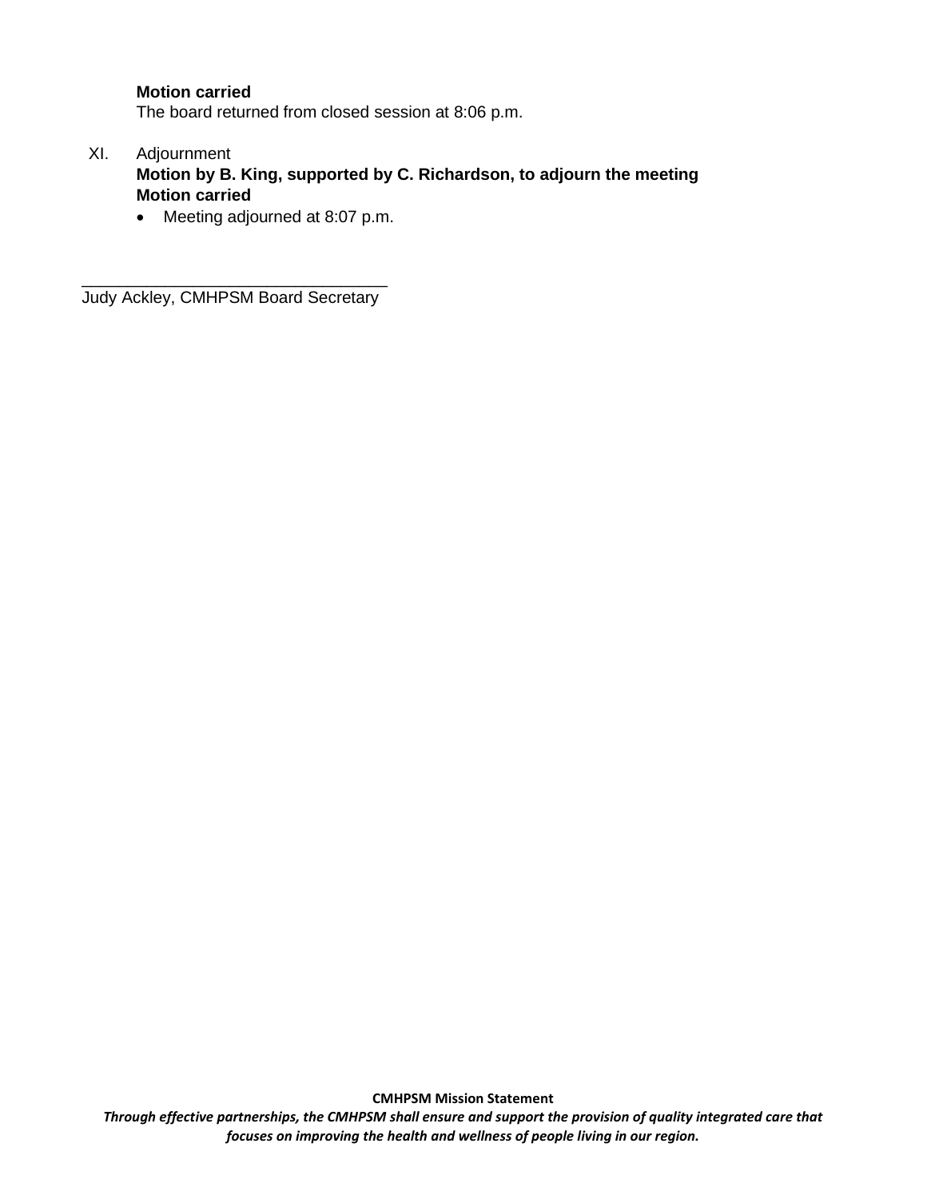**Motion carried**

The board returned from closed session at 8:06 p.m.

XI. Adjournment

**Motion by B. King, supported by C. Richardson, to adjourn the meeting**

**Motion carried**

- Meeting adjourned at 8:07 p.m.

\_\_\_\_\_\_\_\_\_\_\_\_\_\_\_\_\_\_\_\_\_\_\_\_\_\_\_\_\_\_\_\_\_\_

Judy Ackley, CMHPSM Board Secretary

**CMHPSM Mission Statement**

***Through effective partnerships, the CMHPSM shall ensure and support the provision of quality integrated care that focuses on improving the health and wellness of people living in our region.***